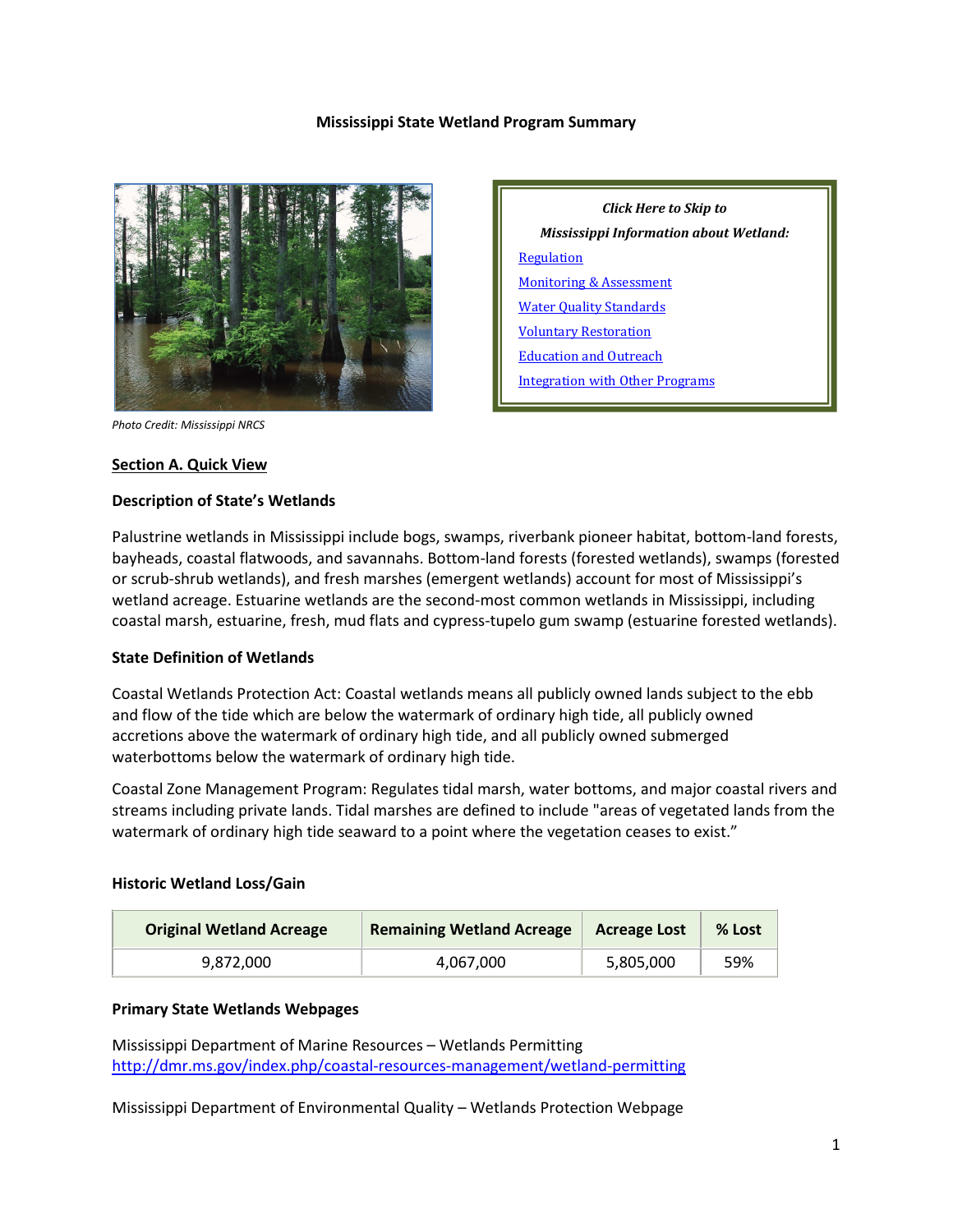**Mississippi State Wetland Program Summary**

Photo Credit: Mississippi NRCS

*Click Here to Skip to*

*Mississippi Information about Wetland:*

[Regulation]

[Monitoring & Assessment]

[Water Quality Standards]

[Voluntary Restoration]

[Education and Outreach]

[Integration with Other Programs]

## Section A. Quick View

### Description of State's Wetlands

Palustrine wetlands in Mississippi include bogs, swamps, riverbank pioneer habitat, bottom-land forests, bayheads, coastal flatwoods, and savannahs. Bottom-land forests (forested wetlands), swamps (forested or scrub-shrub wetlands), and fresh marshes (emergent wetlands) account for most of Mississippi's wetland acreage. Estuarine wetlands are the second-most common wetlands in Mississippi, including coastal marsh, estuarine, fresh, mud flats and cypress-tupelo gum swamp (estuarine forested wetlands).

### State Definition of Wetlands

Coastal Wetlands Protection Act: Coastal wetlands means all publicly owned lands subject to the ebb and flow of the tide which are below the watermark of ordinary high tide, all publicly owned accretions above the watermark of ordinary high tide, and all publicly owned submerged waterbottoms below the watermark of ordinary high tide.

Coastal Zone Management Program: Regulates tidal marsh, water bottoms, and major coastal rivers and streams including private lands. Tidal marshes are defined to include "areas of vegetated lands from the watermark of ordinary high tide seaward to a point where the vegetation ceases to exist."

### Historic Wetland Loss/Gain

| Original Wetland Acreage | Remaining Wetland Acreage | Acreage Lost | % Lost |
|---|---|---|---|
| 9,872,000 | 4,067,000 | 5,805,000 | 59% |

### Primary State Wetlands Webpages

Mississippi Department of Marine Resources – Wetlands Permitting
http://dmr.ms.gov/index.php/coastal-resources-management/wetland-permitting

Mississippi Department of Environmental Quality – Wetlands Protection Webpage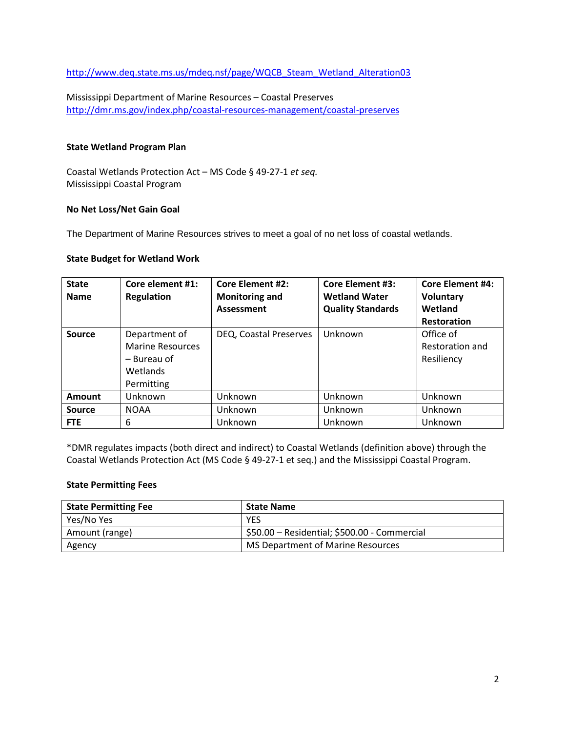http://www.deq.state.ms.us/mdeq.nsf/page/WQCB_Steam_Wetland_Alteration03

Mississippi Department of Marine Resources – Coastal Preserves
http://dmr.ms.gov/index.php/coastal-resources-management/coastal-preserves

### State Wetland Program Plan

Coastal Wetlands Protection Act – MS Code § 49-27-1 *et seq.*
Mississippi Coastal Program

### No Net Loss/Net Gain Goal

The Department of Marine Resources strives to meet a goal of no net loss of coastal wetlands.

### State Budget for Wetland Work

| State Name | Core element #1: Regulation | Core Element #2: Monitoring and Assessment | Core Element #3: Wetland Water Quality Standards | Core Element #4: Voluntary Wetland Restoration |
|---|---|---|---|---|
| **Source** | Department of Marine Resources – Bureau of Wetlands Permitting | DEQ, Coastal Preserves | Unknown | Office of Restoration and Resiliency |
| **Amount** | Unknown | Unknown | Unknown | Unknown |
| **Source** | NOAA | Unknown | Unknown | Unknown |
| **FTE** | 6 | Unknown | Unknown | Unknown |

*DMR regulates impacts (both direct and indirect) to Coastal Wetlands (definition above) through the Coastal Wetlands Protection Act (MS Code § 49-27-1 et seq.) and the Mississippi Coastal Program.

### State Permitting Fees

| State Permitting Fee | State Name |
|---|---|
| Yes/No Yes | YES |
| Amount (range) | $50.00 – Residential; $500.00 - Commercial |
| Agency | MS Department of Marine Resources |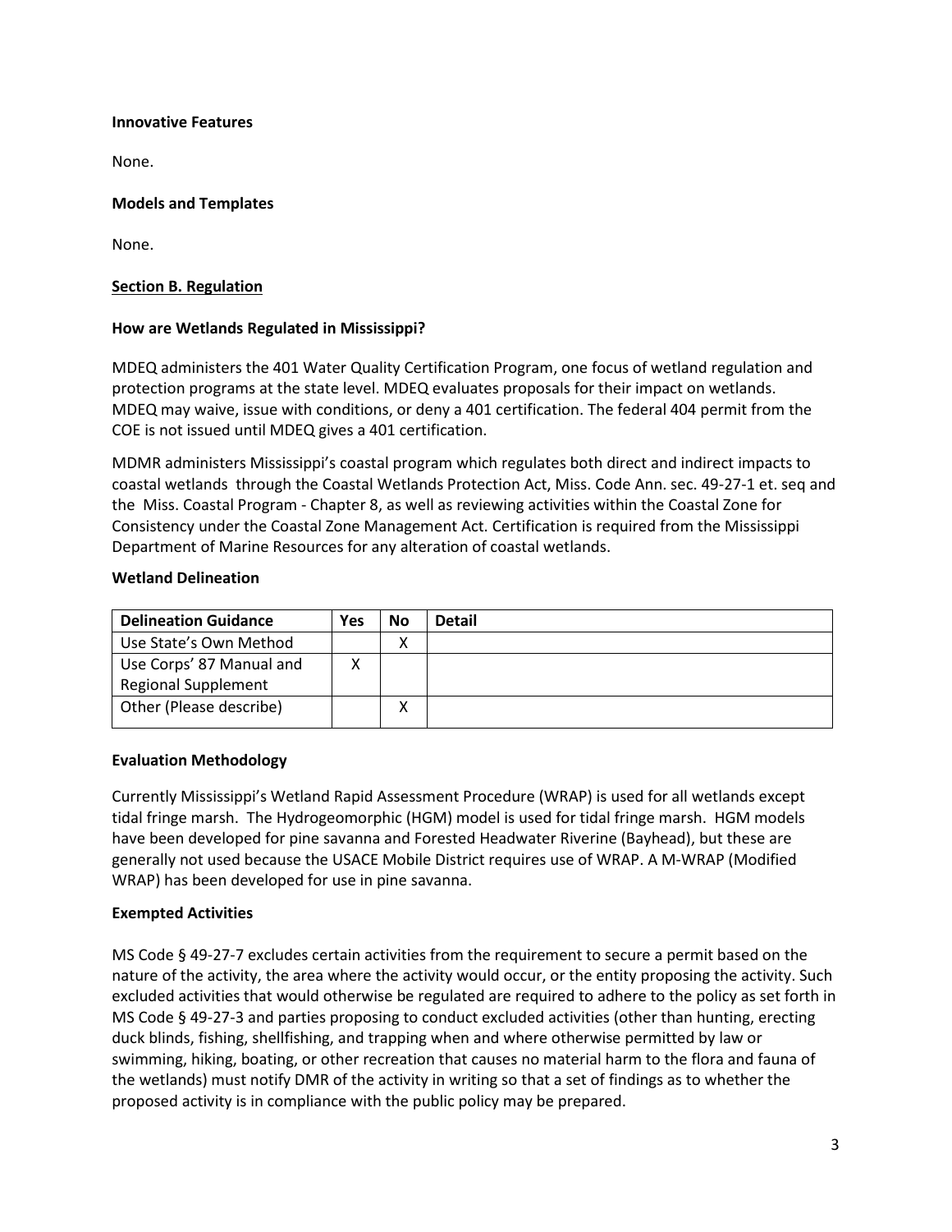**Innovative Features**

None.

**Models and Templates**

None.

## Section B. Regulation

**How are Wetlands Regulated in Mississippi?**

MDEQ administers the 401 Water Quality Certification Program, one focus of wetland regulation and protection programs at the state level. MDEQ evaluates proposals for their impact on wetlands. MDEQ may waive, issue with conditions, or deny a 401 certification. The federal 404 permit from the COE is not issued until MDEQ gives a 401 certification.

MDMR administers Mississippi's coastal program which regulates both direct and indirect impacts to coastal wetlands through the Coastal Wetlands Protection Act, Miss. Code Ann. sec. 49-27-1 et. seq and the Miss. Coastal Program - Chapter 8, as well as reviewing activities within the Coastal Zone for Consistency under the Coastal Zone Management Act. Certification is required from the Mississippi Department of Marine Resources for any alteration of coastal wetlands.

**Wetland Delineation**

| Delineation Guidance | Yes | No | Detail |
|---|---|---|---|
| Use State's Own Method | | X | |
| Use Corps' 87 Manual and Regional Supplement | X | | |
| Other (Please describe) | | X | |

**Evaluation Methodology**

Currently Mississippi's Wetland Rapid Assessment Procedure (WRAP) is used for all wetlands except tidal fringe marsh. The Hydrogeomorphic (HGM) model is used for tidal fringe marsh. HGM models have been developed for pine savanna and Forested Headwater Riverine (Bayhead), but these are generally not used because the USACE Mobile District requires use of WRAP. A M-WRAP (Modified WRAP) has been developed for use in pine savanna.

**Exempted Activities**

MS Code § 49-27-7 excludes certain activities from the requirement to secure a permit based on the nature of the activity, the area where the activity would occur, or the entity proposing the activity. Such excluded activities that would otherwise be regulated are required to adhere to the policy as set forth in MS Code § 49-27-3 and parties proposing to conduct excluded activities (other than hunting, erecting duck blinds, fishing, shellfishing, and trapping when and where otherwise permitted by law or swimming, hiking, boating, or other recreation that causes no material harm to the flora and fauna of the wetlands) must notify DMR of the activity in writing so that a set of findings as to whether the proposed activity is in compliance with the public policy may be prepared.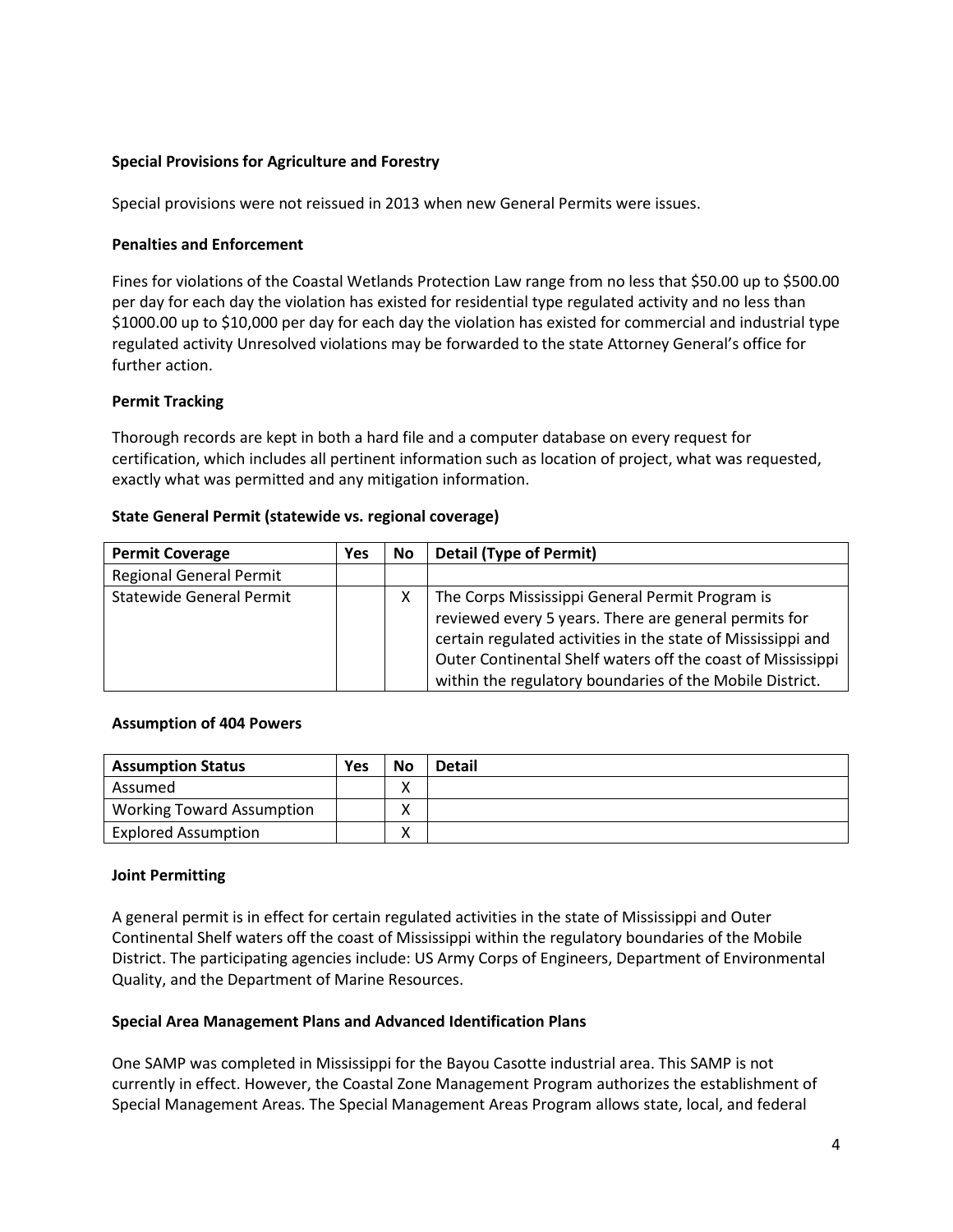**Special Provisions for Agriculture and Forestry**

Special provisions were not reissued in 2013 when new General Permits were issues.

**Penalties and Enforcement**

Fines for violations of the Coastal Wetlands Protection Law range from no less that $50.00 up to $500.00 per day for each day the violation has existed for residential type regulated activity and no less than $1000.00 up to $10,000 per day for each day the violation has existed for commercial and industrial type regulated activity Unresolved violations may be forwarded to the state Attorney General's office for further action.

**Permit Tracking**

Thorough records are kept in both a hard file and a computer database on every request for certification, which includes all pertinent information such as location of project, what was requested, exactly what was permitted and any mitigation information.

**State General Permit (statewide vs. regional coverage)**

| Permit Coverage | Yes | No | Detail (Type of Permit) |
|---|---|---|---|
| Regional General Permit | | | |
| Statewide General Permit | | X | The Corps Mississippi General Permit Program is reviewed every 5 years. There are general permits for certain regulated activities in the state of Mississippi and Outer Continental Shelf waters off the coast of Mississippi within the regulatory boundaries of the Mobile District. |

**Assumption of 404 Powers**

| Assumption Status | Yes | No | Detail |
|---|---|---|---|
| Assumed | | X | |
| Working Toward Assumption | | X | |
| Explored Assumption | | X | |

**Joint Permitting**

A general permit is in effect for certain regulated activities in the state of Mississippi and Outer Continental Shelf waters off the coast of Mississippi within the regulatory boundaries of the Mobile District. The participating agencies include: US Army Corps of Engineers, Department of Environmental Quality, and the Department of Marine Resources.

**Special Area Management Plans and Advanced Identification Plans**

One SAMP was completed in Mississippi for the Bayou Casotte industrial area. This SAMP is not currently in effect. However, the Coastal Zone Management Program authorizes the establishment of Special Management Areas. The Special Management Areas Program allows state, local, and federal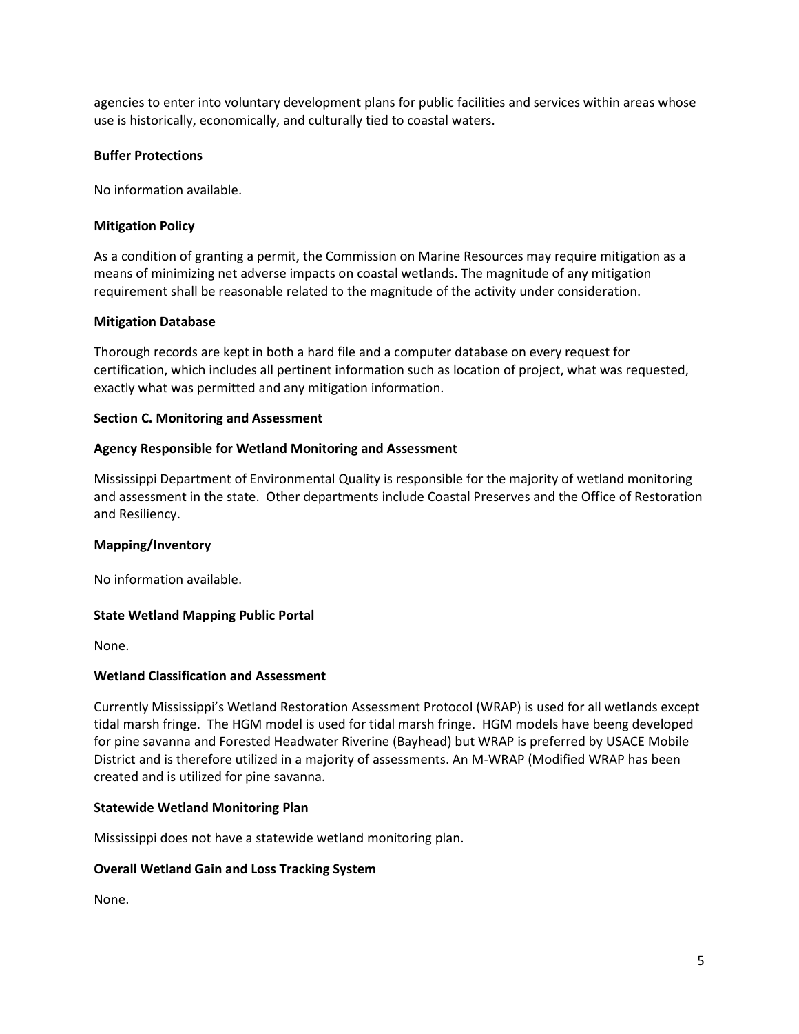agencies to enter into voluntary development plans for public facilities and services within areas whose use is historically, economically, and culturally tied to coastal waters.

**Buffer Protections**

No information available.

**Mitigation Policy**

As a condition of granting a permit, the Commission on Marine Resources may require mitigation as a means of minimizing net adverse impacts on coastal wetlands. The magnitude of any mitigation requirement shall be reasonable related to the magnitude of the activity under consideration.

**Mitigation Database**

Thorough records are kept in both a hard file and a computer database on every request for certification, which includes all pertinent information such as location of project, what was requested, exactly what was permitted and any mitigation information.

## Section C. Monitoring and Assessment

**Agency Responsible for Wetland Monitoring and Assessment**

Mississippi Department of Environmental Quality is responsible for the majority of wetland monitoring and assessment in the state. Other departments include Coastal Preserves and the Office of Restoration and Resiliency.

**Mapping/Inventory**

No information available.

**State Wetland Mapping Public Portal**

None.

**Wetland Classification and Assessment**

Currently Mississippi's Wetland Restoration Assessment Protocol (WRAP) is used for all wetlands except tidal marsh fringe. The HGM model is used for tidal marsh fringe. HGM models have beeng developed for pine savanna and Forested Headwater Riverine (Bayhead) but WRAP is preferred by USACE Mobile District and is therefore utilized in a majority of assessments. An M-WRAP (Modified WRAP has been created and is utilized for pine savanna.

**Statewide Wetland Monitoring Plan**

Mississippi does not have a statewide wetland monitoring plan.

**Overall Wetland Gain and Loss Tracking System**

None.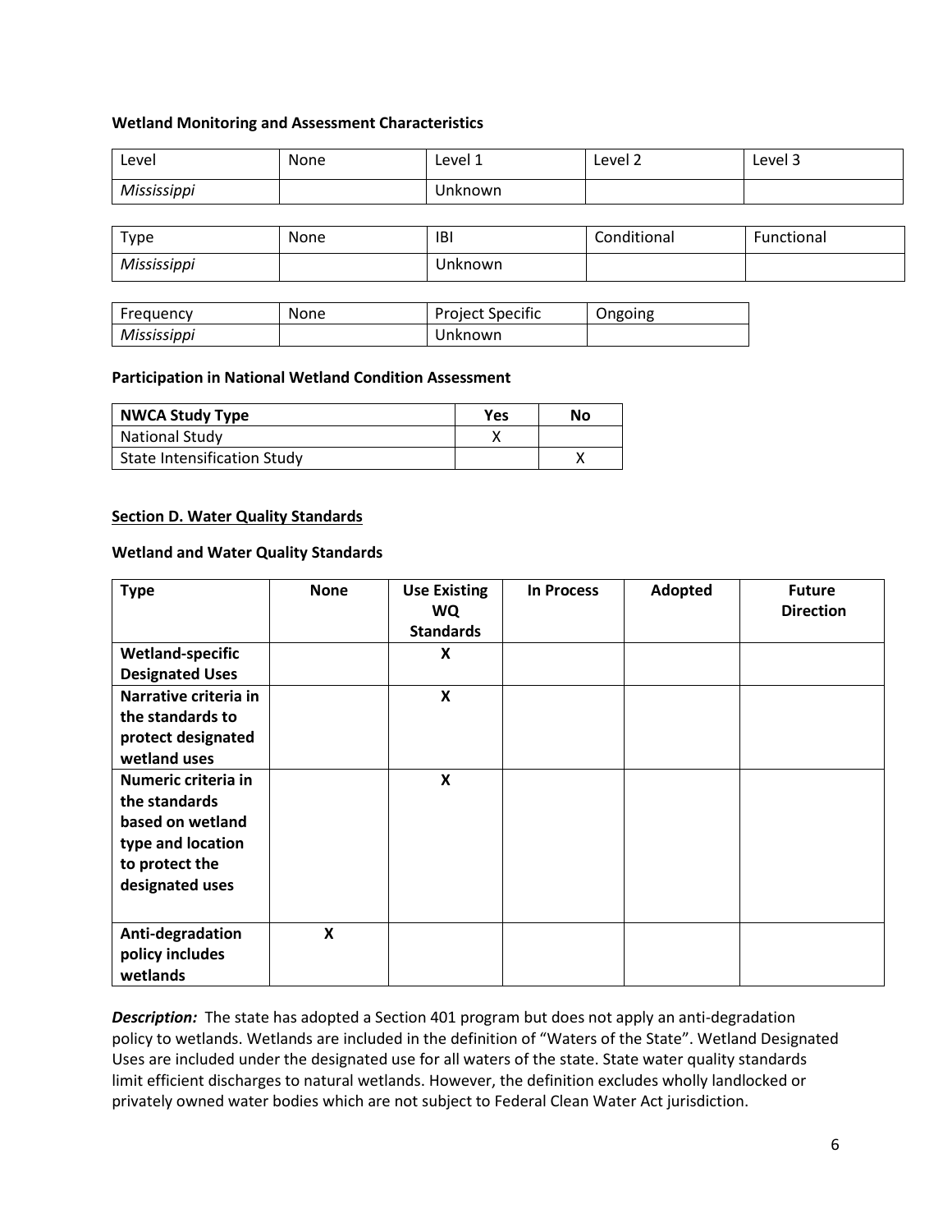**Wetland Monitoring and Assessment Characteristics**

| Level | None | Level 1 | Level 2 | Level 3 |
|---|---|---|---|---|
| *Mississippi* | | Unknown | | |

| Type | None | IBI | Conditional | Functional |
|---|---|---|---|---|
| *Mississippi* | | Unknown | | |

| Frequency | None | Project Specific | Ongoing |
|---|---|---|---|
| *Mississippi* | | Unknown | |

**Participation in National Wetland Condition Assessment**

| NWCA Study Type | Yes | No |
|---|---|---|
| National Study | X | |
| State Intensification Study | | X |

**Section D. Water Quality Standards**

**Wetland and Water Quality Standards**

| Type | None | Use Existing WQ Standards | In Process | Adopted | Future Direction |
|---|---|---|---|---|---|
| **Wetland-specific Designated Uses** | | **X** | | | |
| **Narrative criteria in the standards to protect designated wetland uses** | | **X** | | | |
| **Numeric criteria in the standards based on wetland type and location to protect the designated uses** | | **X** | | | |
| **Anti-degradation policy includes wetlands** | **X** | | | | |

***Description:*** The state has adopted a Section 401 program but does not apply an anti-degradation policy to wetlands. Wetlands are included in the definition of "Waters of the State". Wetland Designated Uses are included under the designated use for all waters of the state. State water quality standards limit efficient discharges to natural wetlands. However, the definition excludes wholly landlocked or privately owned water bodies which are not subject to Federal Clean Water Act jurisdiction.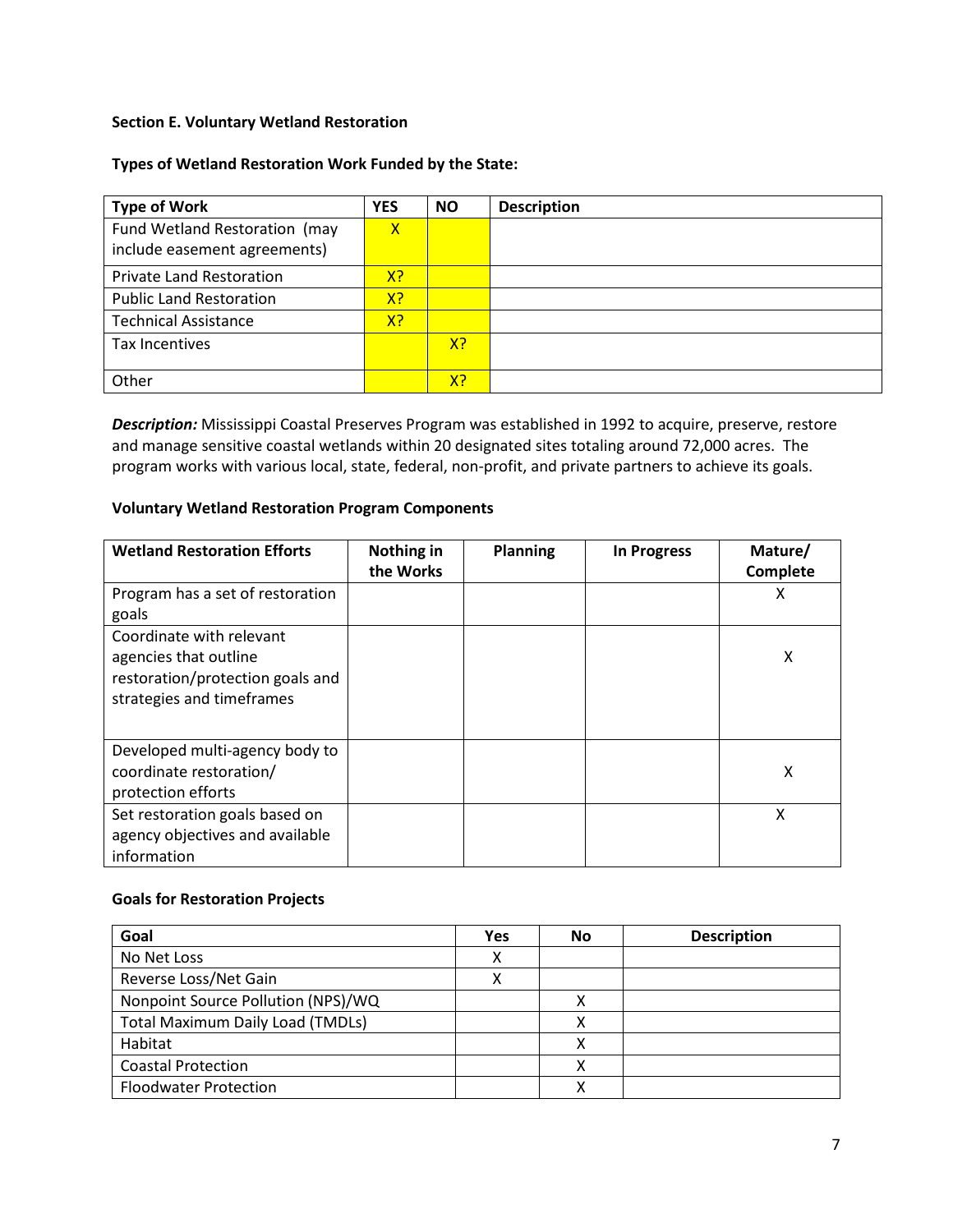**Section E. Voluntary Wetland Restoration**

**Types of Wetland Restoration Work Funded by the State:**

| Type of Work | YES | NO | Description |
|---|---|---|---|
| Fund Wetland Restoration (may include easement agreements) | X | | |
| Private Land Restoration | X? | | |
| Public Land Restoration | X? | | |
| Technical Assistance | X? | | |
| Tax Incentives | | X? | |
| Other | | X? | |

***Description:*** Mississippi Coastal Preserves Program was established in 1992 to acquire, preserve, restore and manage sensitive coastal wetlands within 20 designated sites totaling around 72,000 acres. The program works with various local, state, federal, non-profit, and private partners to achieve its goals.

**Voluntary Wetland Restoration Program Components**

| Wetland Restoration Efforts | Nothing in the Works | Planning | In Progress | Mature/ Complete |
|---|---|---|---|---|
| Program has a set of restoration goals | | | | X |
| Coordinate with relevant agencies that outline restoration/protection goals and strategies and timeframes | | | | X |
| Developed multi-agency body to coordinate restoration/ protection efforts | | | | X |
| Set restoration goals based on agency objectives and available information | | | | X |

**Goals for Restoration Projects**

| Goal | Yes | No | Description |
|---|---|---|---|
| No Net Loss | X | | |
| Reverse Loss/Net Gain | X | | |
| Nonpoint Source Pollution (NPS)/WQ | | X | |
| Total Maximum Daily Load (TMDLs) | | X | |
| Habitat | | X | |
| Coastal Protection | | X | |
| Floodwater Protection | | X | |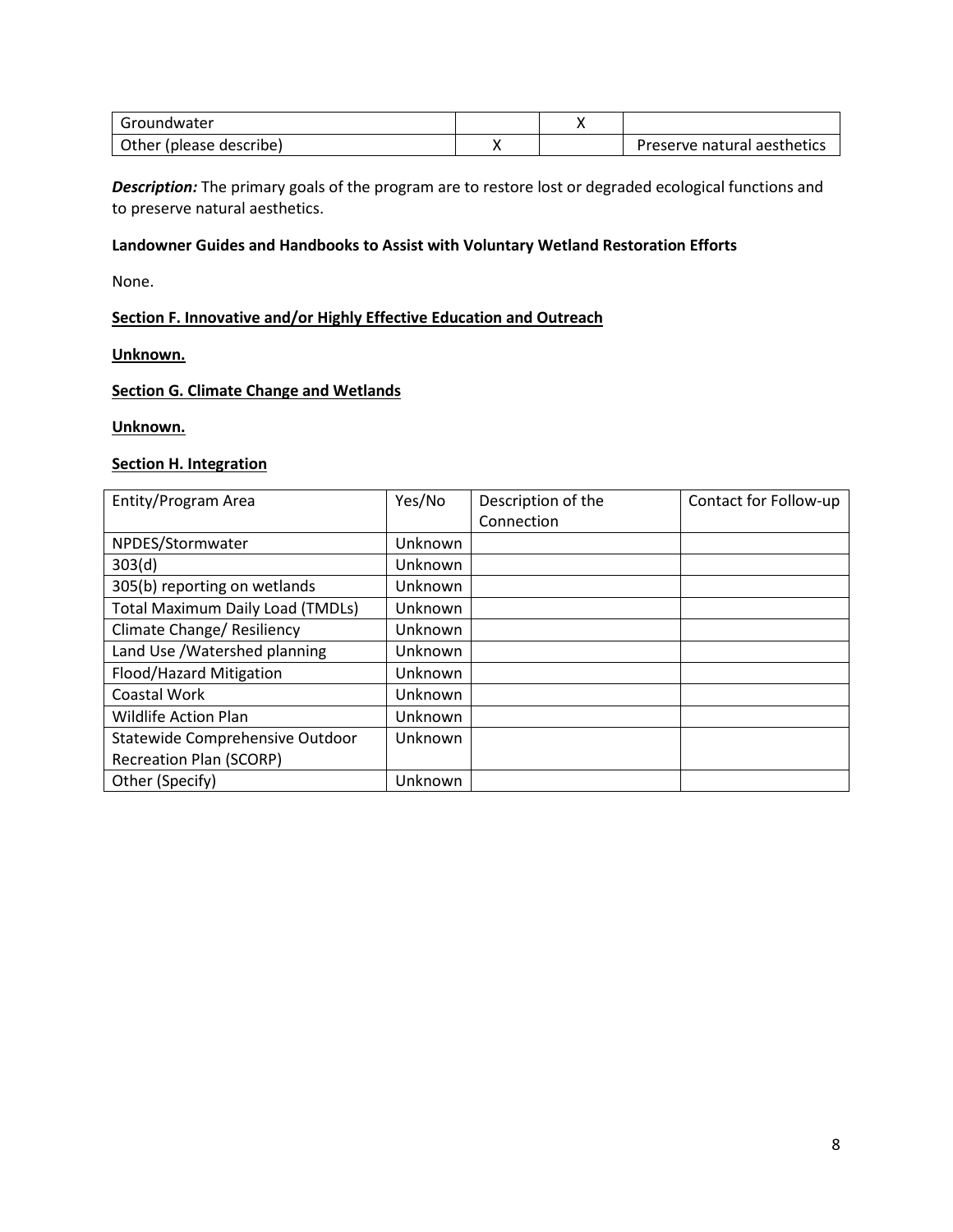| | | | |
|---|---|---|---|
| Groundwater | | X | |
| Other (please describe) | X | | Preserve natural aesthetics |

***Description:*** The primary goals of the program are to restore lost or degraded ecological functions and to preserve natural aesthetics.

**Landowner Guides and Handbooks to Assist with Voluntary Wetland Restoration Efforts**

None.

## Section F. Innovative and/or Highly Effective Education and Outreach

**Unknown.**

## Section G. Climate Change and Wetlands

**Unknown.**

## Section H. Integration

| Entity/Program Area | Yes/No | Description of the Connection | Contact for Follow-up |
|---|---|---|---|
| NPDES/Stormwater | Unknown | | |
| 303(d) | Unknown | | |
| 305(b) reporting on wetlands | Unknown | | |
| Total Maximum Daily Load (TMDLs) | Unknown | | |
| Climate Change/ Resiliency | Unknown | | |
| Land Use /Watershed planning | Unknown | | |
| Flood/Hazard Mitigation | Unknown | | |
| Coastal Work | Unknown | | |
| Wildlife Action Plan | Unknown | | |
| Statewide Comprehensive Outdoor Recreation Plan (SCORP) | Unknown | | |
| Other (Specify) | Unknown | | |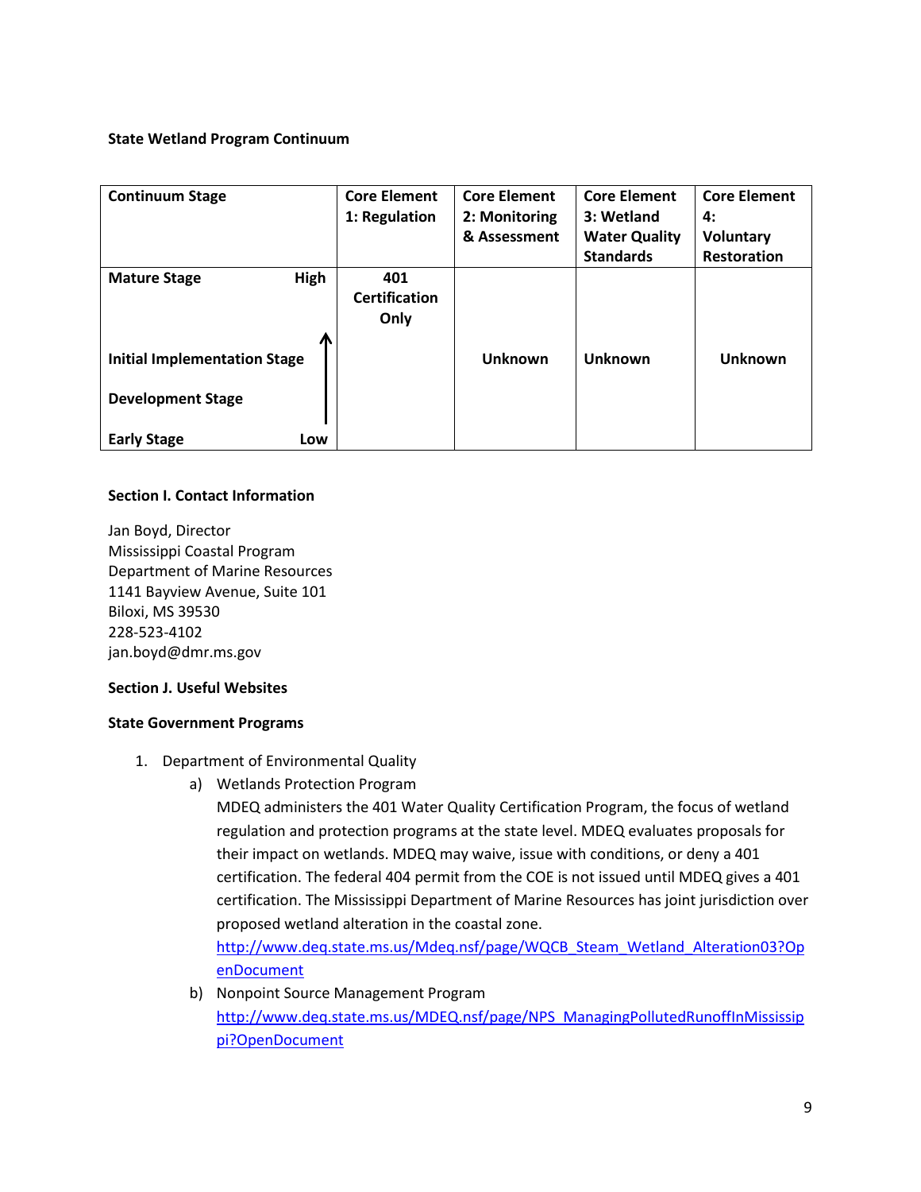**State Wetland Program Continuum**

| Continuum Stage | | Core Element 1: Regulation | Core Element 2: Monitoring & Assessment | Core Element 3: Wetland Water Quality Standards | Core Element 4: Voluntary Restoration |
|---|---|---|---|---|---|
| Mature Stage | High | **401 Certification Only** | | | |
| Initial Implementation Stage | ↑ | | **Unknown** | **Unknown** | **Unknown** |
| Development Stage | | | | | |
| Early Stage | Low | | | | |

**Section I. Contact Information**

Jan Boyd, Director
Mississippi Coastal Program
Department of Marine Resources
1141 Bayview Avenue, Suite 101
Biloxi, MS 39530
228-523-4102
jan.boyd@dmr.ms.gov

**Section J. Useful Websites**

**State Government Programs**

1. Department of Environmental Quality
   a) Wetlands Protection Program
      MDEQ administers the 401 Water Quality Certification Program, the focus of wetland regulation and protection programs at the state level. MDEQ evaluates proposals for their impact on wetlands. MDEQ may waive, issue with conditions, or deny a 401 certification. The federal 404 permit from the COE is not issued until MDEQ gives a 401 certification. The Mississippi Department of Marine Resources has joint jurisdiction over proposed wetland alteration in the coastal zone.
      http://www.deq.state.ms.us/Mdeq.nsf/page/WQCB_Steam_Wetland_Alteration03?OpenDocument
   b) Nonpoint Source Management Program
      http://www.deq.state.ms.us/MDEQ.nsf/page/NPS_ManagingPollutedRunoffInMississippi?OpenDocument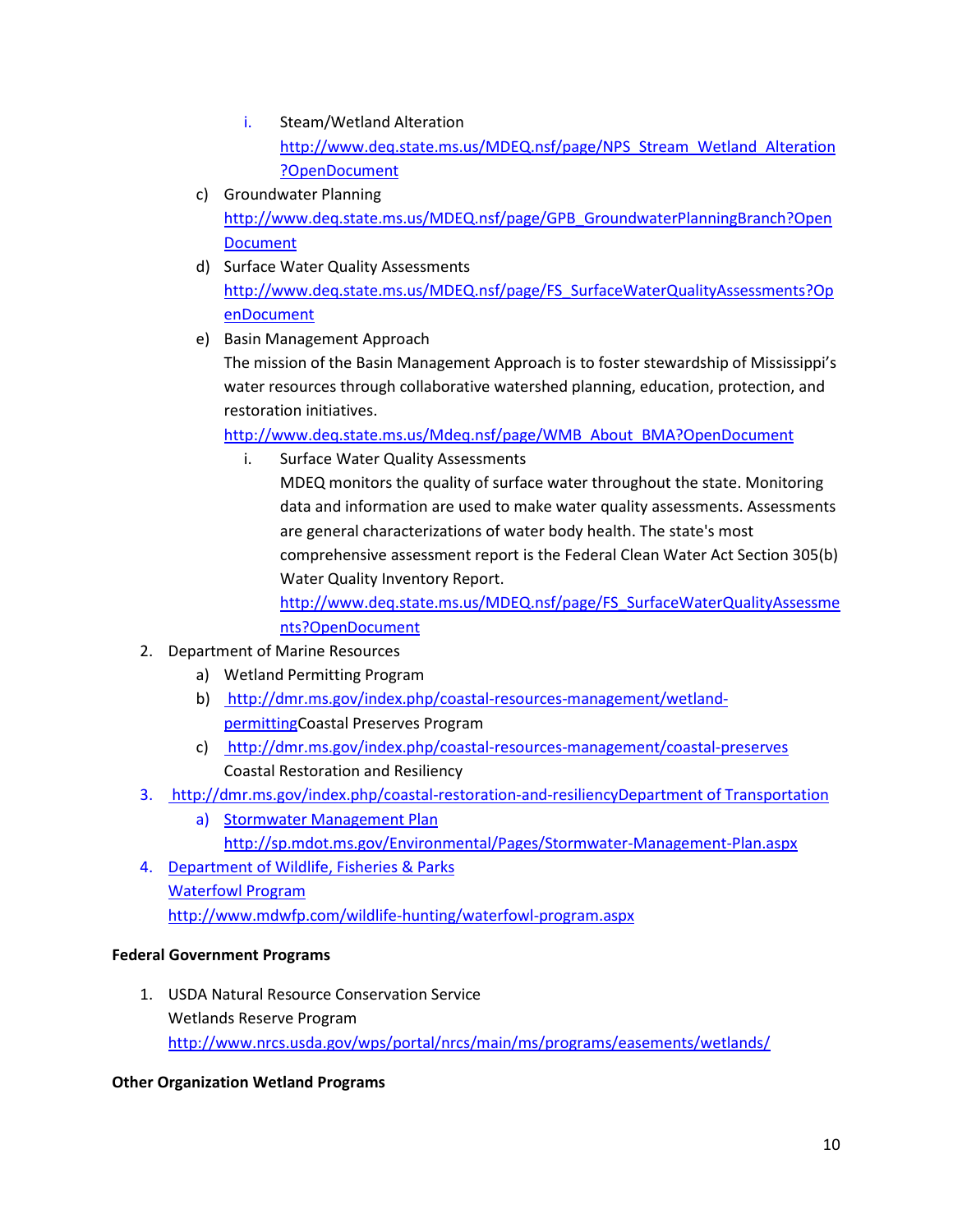i. Steam/Wetland Alteration
         http://www.deq.state.ms.us/MDEQ.nsf/page/NPS_Stream_Wetland_Alteration?OpenDocument

   c) Groundwater Planning
      http://www.deq.state.ms.us/MDEQ.nsf/page/GPB_GroundwaterPlanningBranch?OpenDocument
   d) Surface Water Quality Assessments
      http://www.deq.state.ms.us/MDEQ.nsf/page/FS_SurfaceWaterQualityAssessments?OpenDocument
   e) Basin Management Approach
      The mission of the Basin Management Approach is to foster stewardship of Mississippi's water resources through collaborative watershed planning, education, protection, and restoration initiatives.
      http://www.deq.state.ms.us/Mdeq.nsf/page/WMB_About_BMA?OpenDocument
      i. Surface Water Quality Assessments
         MDEQ monitors the quality of surface water throughout the state. Monitoring data and information are used to make water quality assessments. Assessments are general characterizations of water body health. The state's most comprehensive assessment report is the Federal Clean Water Act Section 305(b) Water Quality Inventory Report.
         http://www.deq.state.ms.us/MDEQ.nsf/page/FS_SurfaceWaterQualityAssessments?OpenDocument

2. Department of Marine Resources
   a) Wetland Permitting Program
   b) http://dmr.ms.gov/index.php/coastal-resources-management/wetland-permittingCoastal Preserves Program
   c) http://dmr.ms.gov/index.php/coastal-resources-management/coastal-preserves
      Coastal Restoration and Resiliency
3. http://dmr.ms.gov/index.php/coastal-restoration-and-resiliencyDepartment of Transportation
   a) Stormwater Management Plan
      http://sp.mdot.ms.gov/Environmental/Pages/Stormwater-Management-Plan.aspx
4. Department of Wildlife, Fisheries & Parks
   Waterfowl Program
   http://www.mdwfp.com/wildlife-hunting/waterfowl-program.aspx

**Federal Government Programs**

1. USDA Natural Resource Conservation Service
   Wetlands Reserve Program
   http://www.nrcs.usda.gov/wps/portal/nrcs/main/ms/programs/easements/wetlands/

**Other Organization Wetland Programs**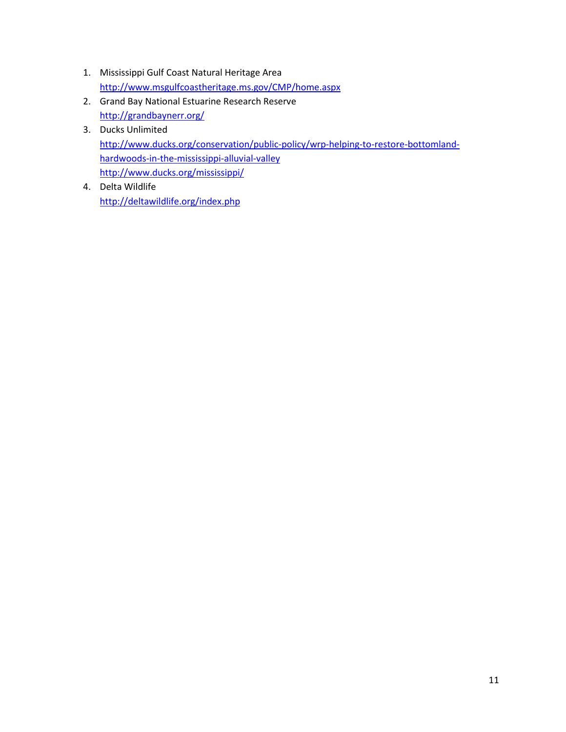1. Mississippi Gulf Coast Natural Heritage Area
   http://www.msgulfcoastheritage.ms.gov/CMP/home.aspx
2. Grand Bay National Estuarine Research Reserve
   http://grandbaynerr.org/
3. Ducks Unlimited
   http://www.ducks.org/conservation/public-policy/wrp-helping-to-restore-bottomland-hardwoods-in-the-mississippi-alluvial-valley
   http://www.ducks.org/mississippi/
4. Delta Wildlife
   http://deltawildlife.org/index.php